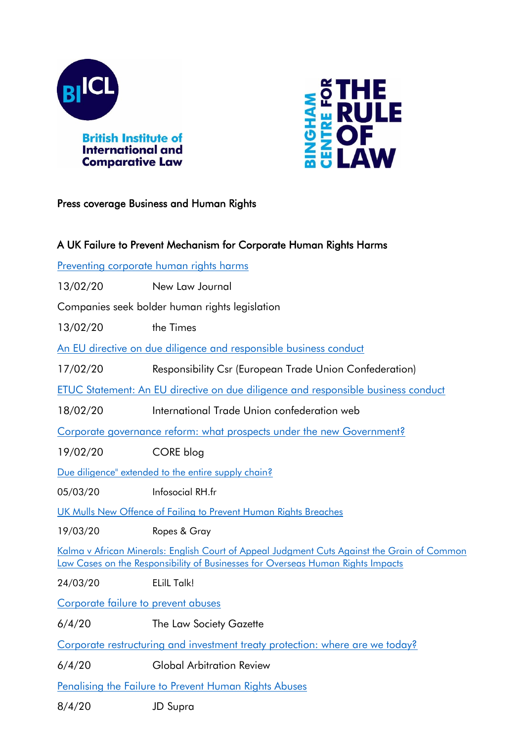British Institute of International and Comparative Law

BINGHAM CENTRE FOR THE RULE OF LAW

## Press coverage Business and Human Rights

### A UK Failure to Prevent Mechanism for Corporate Human Rights Harms

Preventing corporate human rights harms

13/02/20 New Law Journal

Companies seek bolder human rights legislation

13/02/20 the Times

An EU directive on due diligence and responsible business conduct

17/02/20 Responsibility Csr (European Trade Union Confederation)

ETUC Statement: An EU directive on due diligence and responsible business conduct

18/02/20 International Trade Union confederation web

Corporate governance reform: what prospects under the new Government?

19/02/20 CORE blog

Due diligence" extended to the entire supply chain?

05/03/20 Infosocial RH.fr

UK Mulls New Offence of Failing to Prevent Human Rights Breaches

19/03/20 Ropes & Gray

Kalma v African Minerals: English Court of Appeal Judgment Cuts Against the Grain of Common Law Cases on the Responsibility of Businesses for Overseas Human Rights Impacts

24/03/20 ELiIL Talk!

Corporate failure to prevent abuses

6/4/20 The Law Society Gazette

Corporate restructuring and investment treaty protection: where are we today?

6/4/20 Global Arbitration Review

Penalising the Failure to Prevent Human Rights Abuses

8/4/20 JD Supra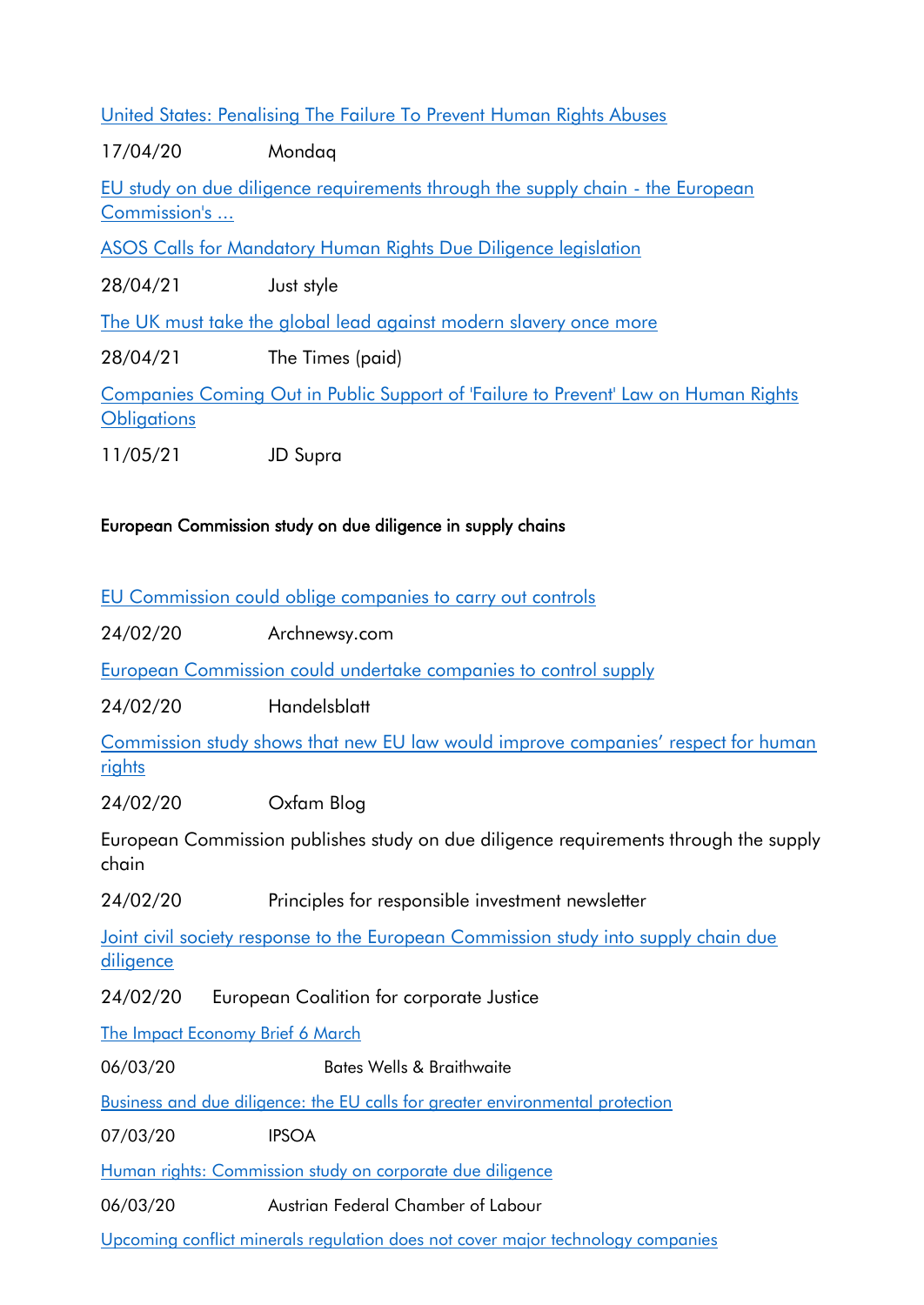[United States: Penalising The Failure To Prevent Human Rights Abuses]

17/04/20 Mondaq

[EU study on due diligence requirements through the supply chain - the European Commission's ...]

[ASOS Calls for Mandatory Human Rights Due Diligence legislation]

28/04/21 Just style

[The UK must take the global lead against modern slavery once more]

28/04/21 The Times (paid)

[Companies Coming Out in Public Support of 'Failure to Prevent' Law on Human Rights Obligations]

11/05/21 JD Supra

European Commission study on due diligence in supply chains

[EU Commission could oblige companies to carry out controls]

24/02/20 Archnewsy.com

[European Commission could undertake companies to control supply]

24/02/20 Handelsblatt

[Commission study shows that new EU law would improve companies' respect for human rights]

24/02/20 Oxfam Blog

European Commission publishes study on due diligence requirements through the supply chain

24/02/20 Principles for responsible investment newsletter

[Joint civil society response to the European Commission study into supply chain due diligence]

24/02/20 European Coalition for corporate Justice

[The Impact Economy Brief 6 March]

06/03/20 Bates Wells & Braithwaite

[Business and due diligence: the EU calls for greater environmental protection]

07/03/20 IPSOA

[Human rights: Commission study on corporate due diligence]

06/03/20 Austrian Federal Chamber of Labour

[Upcoming conflict minerals regulation does not cover major technology companies]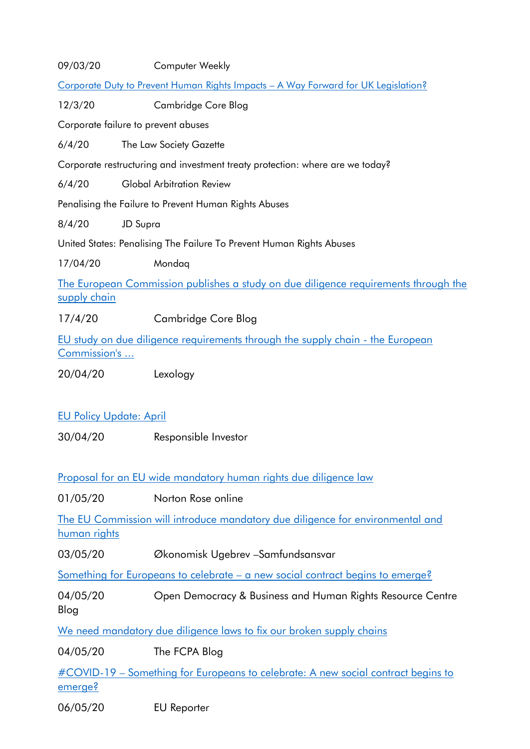09/03/20 Computer Weekly

[Corporate Duty to Prevent Human Rights Impacts – A Way Forward for UK Legislation?]

12/3/20 Cambridge Core Blog

Corporate failure to prevent abuses

6/4/20 The Law Society Gazette

Corporate restructuring and investment treaty protection: where are we today?

6/4/20 Global Arbitration Review

Penalising the Failure to Prevent Human Rights Abuses

8/4/20 JD Supra

United States: Penalising The Failure To Prevent Human Rights Abuses

17/04/20 Mondaq

[The European Commission publishes a study on due diligence requirements through the supply chain]

17/4/20 Cambridge Core Blog

[EU study on due diligence requirements through the supply chain - the European Commission's ...]

20/04/20 Lexology

[EU Policy Update: April]

30/04/20 Responsible Investor

[Proposal for an EU wide mandatory human rights due diligence law]

01/05/20 Norton Rose online

[The EU Commission will introduce mandatory due diligence for environmental and human rights]

03/05/20 Økonomisk Ugebrev –Samfundsansvar

[Something for Europeans to celebrate – a new social contract begins to emerge?]

04/05/20 Open Democracy & Business and Human Rights Resource Centre Blog

[We need mandatory due diligence laws to fix our broken supply chains]

04/05/20 The FCPA Blog

[#COVID-19 – Something for Europeans to celebrate: A new social contract begins to emerge?]

06/05/20 EU Reporter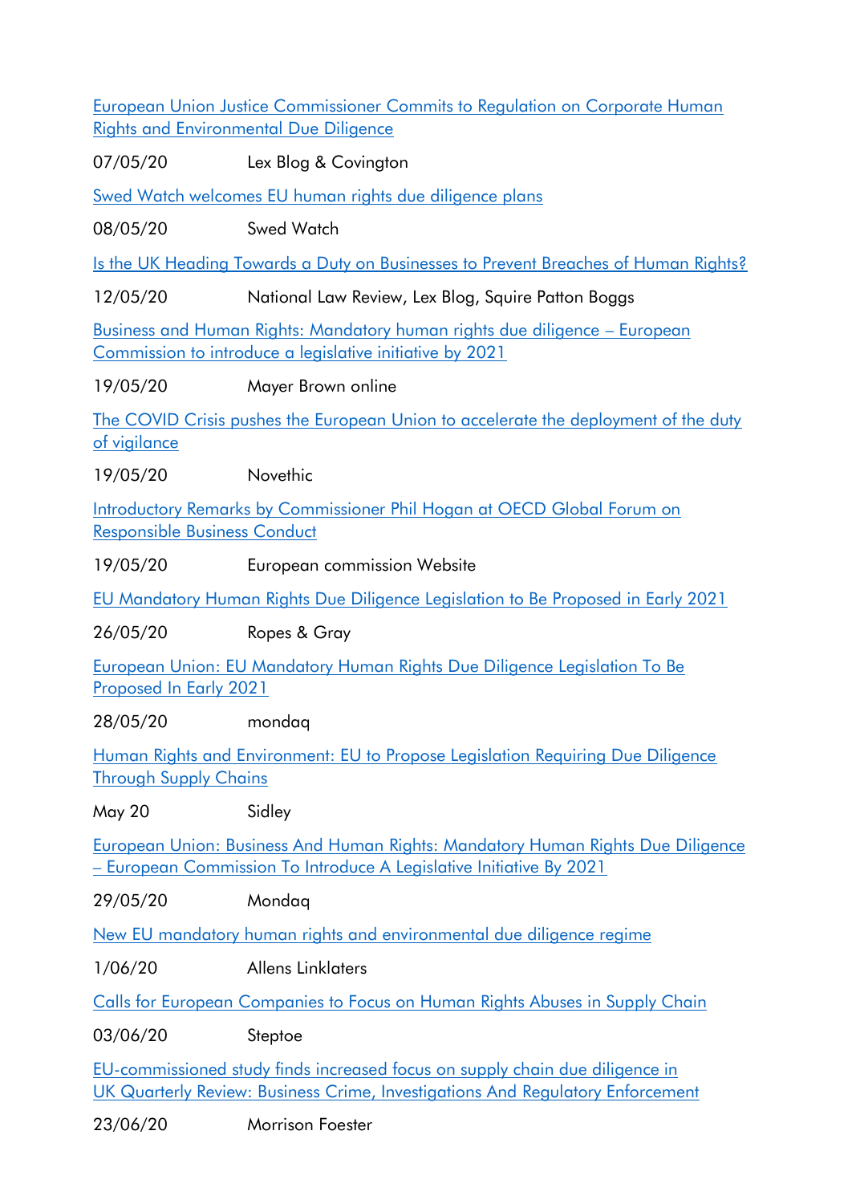European Union Justice Commissioner Commits to Regulation on Corporate Human Rights and Environmental Due Diligence

07/05/20 Lex Blog & Covington

Swed Watch welcomes EU human rights due diligence plans

08/05/20 Swed Watch

Is the UK Heading Towards a Duty on Businesses to Prevent Breaches of Human Rights?

12/05/20 National Law Review, Lex Blog, Squire Patton Boggs

Business and Human Rights: Mandatory human rights due diligence – European Commission to introduce a legislative initiative by 2021

19/05/20 Mayer Brown online

The COVID Crisis pushes the European Union to accelerate the deployment of the duty of vigilance

19/05/20 Novethic

Introductory Remarks by Commissioner Phil Hogan at OECD Global Forum on Responsible Business Conduct

19/05/20 European commission Website

EU Mandatory Human Rights Due Diligence Legislation to Be Proposed in Early 2021

26/05/20 Ropes & Gray

European Union: EU Mandatory Human Rights Due Diligence Legislation To Be Proposed In Early 2021

28/05/20 mondaq

Human Rights and Environment: EU to Propose Legislation Requiring Due Diligence Through Supply Chains

May 20 Sidley

European Union: Business And Human Rights: Mandatory Human Rights Due Diligence – European Commission To Introduce A Legislative Initiative By 2021

29/05/20 Mondaq

New EU mandatory human rights and environmental due diligence regime

1/06/20 Allens Linklaters

Calls for European Companies to Focus on Human Rights Abuses in Supply Chain

03/06/20 Steptoe

EU-commissioned study finds increased focus on supply chain due diligence in UK Quarterly Review: Business Crime, Investigations And Regulatory Enforcement

23/06/20 Morrison Foester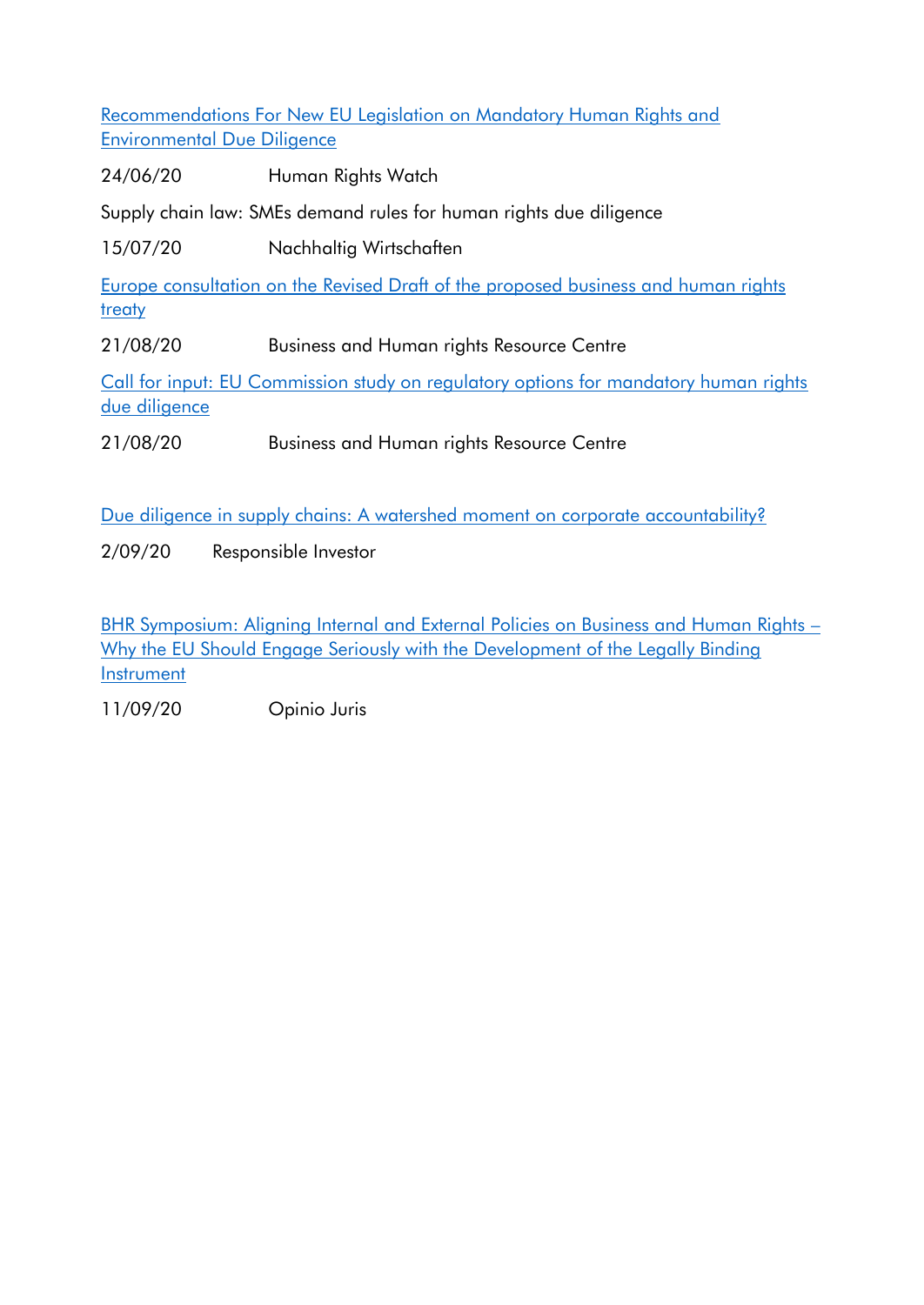Recommendations For New EU Legislation on Mandatory Human Rights and Environmental Due Diligence

24/06/20 Human Rights Watch

Supply chain law: SMEs demand rules for human rights due diligence

15/07/20 Nachhaltig Wirtschaften

Europe consultation on the Revised Draft of the proposed business and human rights treaty

21/08/20 Business and Human rights Resource Centre

Call for input: EU Commission study on regulatory options for mandatory human rights due diligence

21/08/20 Business and Human rights Resource Centre

Due diligence in supply chains: A watershed moment on corporate accountability?

2/09/20 Responsible Investor

BHR Symposium: Aligning Internal and External Policies on Business and Human Rights – Why the EU Should Engage Seriously with the Development of the Legally Binding Instrument

11/09/20 Opinio Juris